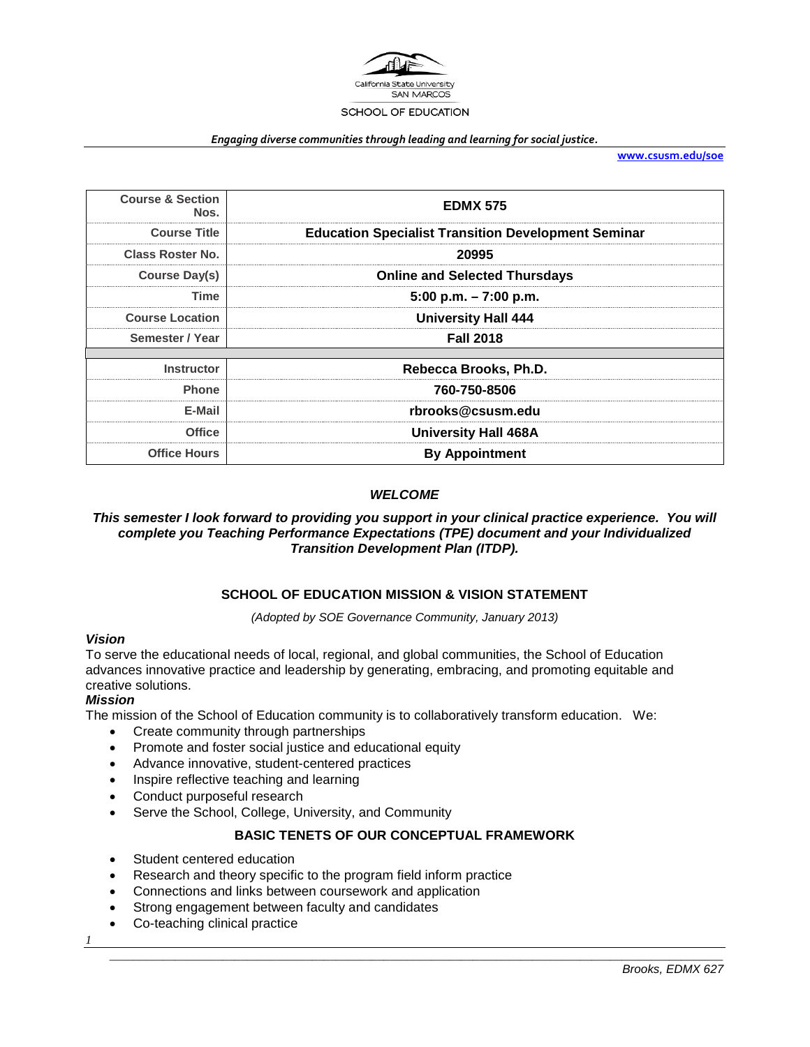California State University SAN MARCOS

SCHOOL OF EDUCATION

*Engaging diverse communities through leading and learning for social justice.*

**www.csusm.edu/soe**

| | |
|---|---|
| **Course & Section Nos.** | **EDMX 575** |
| **Course Title** | **Education Specialist Transition Development Seminar** |
| **Class Roster No.** | **20995** |
| **Course Day(s)** | **Online and Selected Thursdays** |
| **Time** | **5:00 p.m. – 7:00 p.m.** |
| **Course Location** | **University Hall 444** |
| **Semester / Year** | **Fall 2018** |
| **Instructor** | **Rebecca Brooks, Ph.D.** |
| **Phone** | **760-750-8506** |
| **E-Mail** | **rbrooks@csusm.edu** |
| **Office** | **University Hall 468A** |
| **Office Hours** | **By Appointment** |

### *WELCOME*

***This semester I look forward to providing you support in your clinical practice experience. You will complete you Teaching Performance Expectations (TPE) document and your Individualized Transition Development Plan (ITDP).***

## SCHOOL OF EDUCATION MISSION & VISION STATEMENT

*(Adopted by SOE Governance Community, January 2013)*

***Vision***

To serve the educational needs of local, regional, and global communities, the School of Education advances innovative practice and leadership by generating, embracing, and promoting equitable and creative solutions.

***Mission***

The mission of the School of Education community is to collaboratively transform education. We:

- Create community through partnerships
- Promote and foster social justice and educational equity
- Advance innovative, student-centered practices
- Inspire reflective teaching and learning
- Conduct purposeful research
- Serve the School, College, University, and Community

## BASIC TENETS OF OUR CONCEPTUAL FRAMEWORK

- Student centered education
- Research and theory specific to the program field inform practice
- Connections and links between coursework and application
- Strong engagement between faculty and candidates
- Co-teaching clinical practice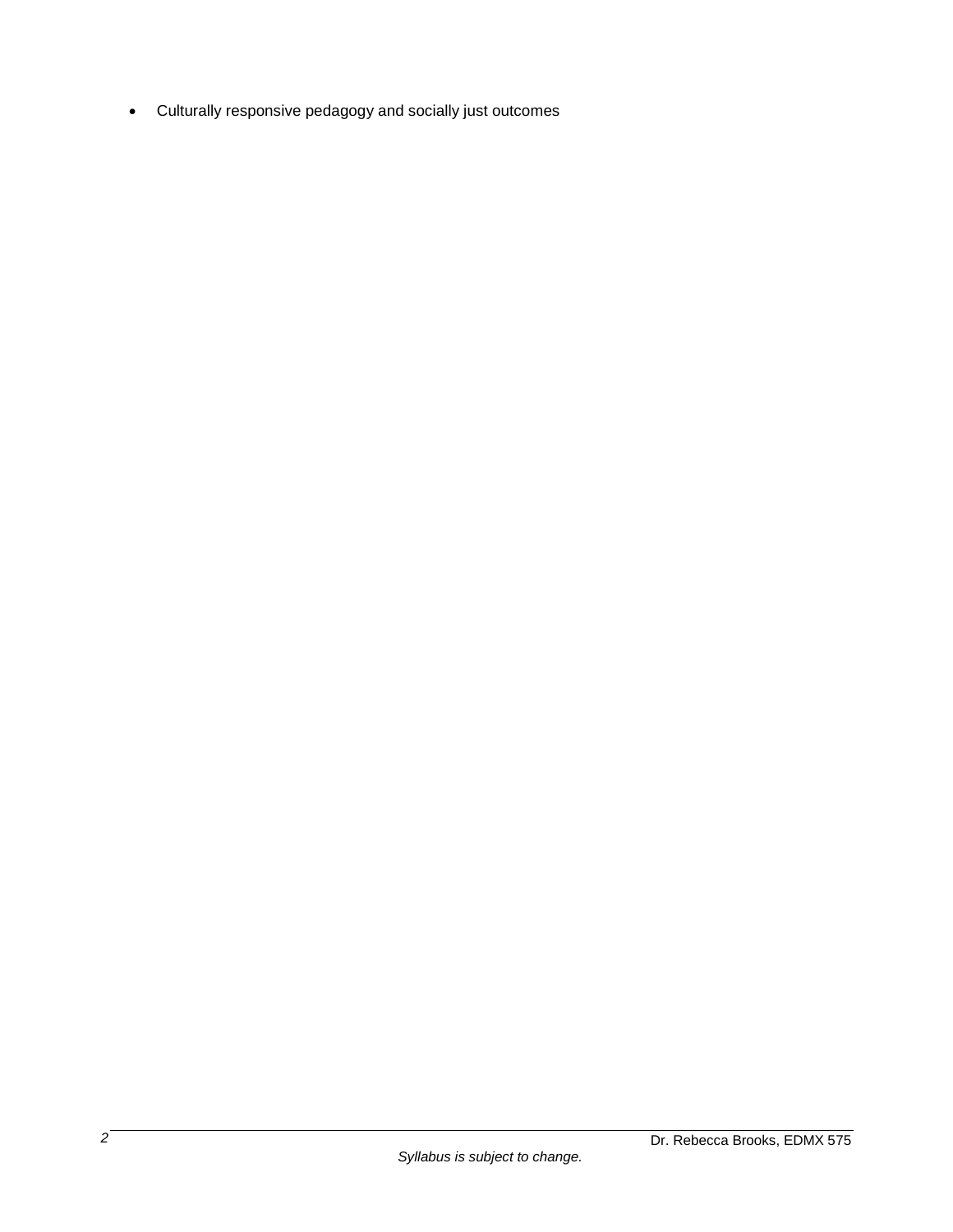- Culturally responsive pedagogy and socially just outcomes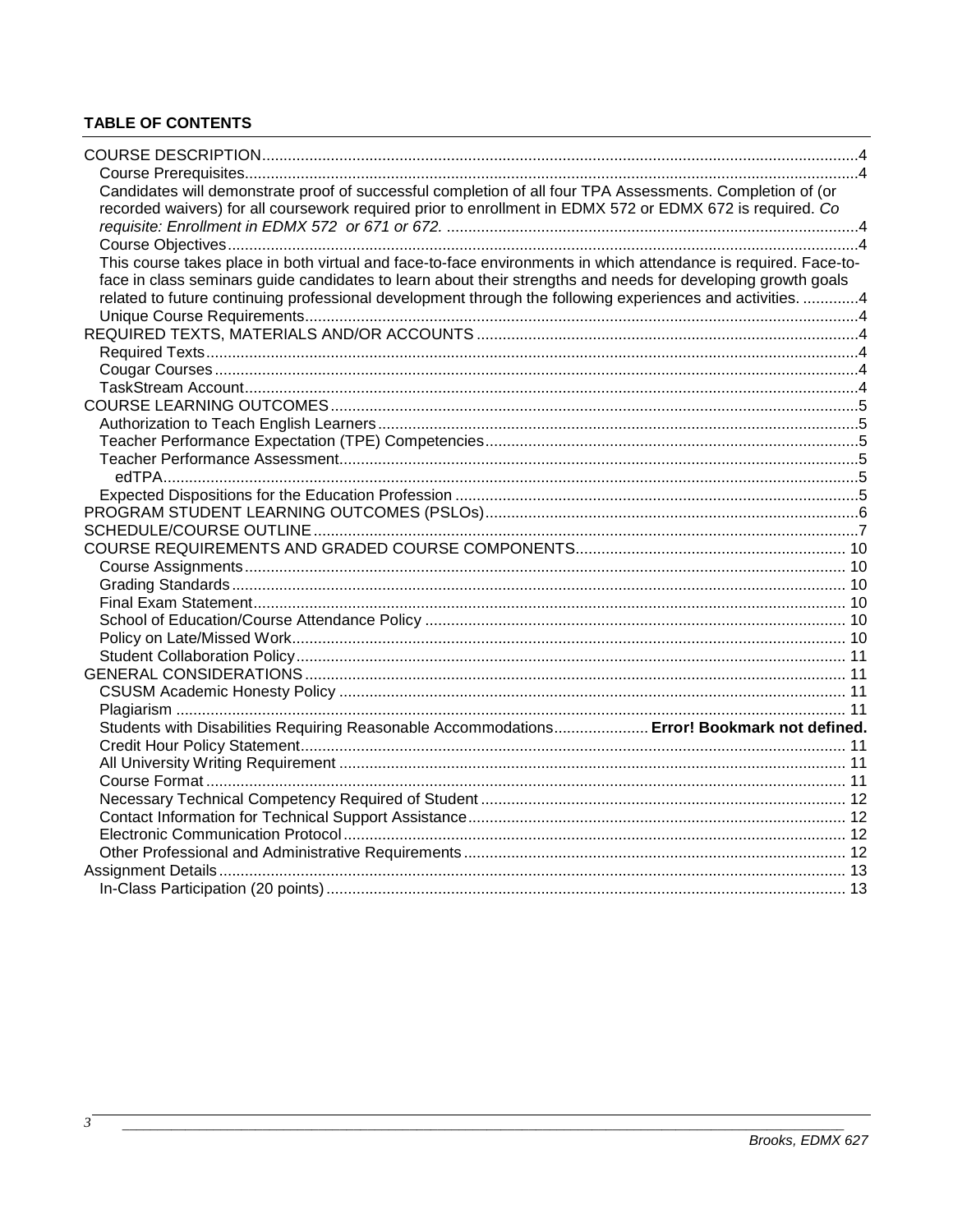**TABLE OF CONTENTS**

- COURSE DESCRIPTION....4
  - Course Prerequisites....4
  - Candidates will demonstrate proof of successful completion of all four TPA Assessments. Completion of (or recorded waivers) for all coursework required prior to enrollment in EDMX 572 or EDMX 672 is required. *Co requisite: Enrollment in EDMX 572 or 671 or 672.* ....4
  - Course Objectives....4
  - This course takes place in both virtual and face-to-face environments in which attendance is required. Face-to-face in class seminars guide candidates to learn about their strengths and needs for developing growth goals related to future continuing professional development through the following experiences and activities. ....4
  - Unique Course Requirements....4
- REQUIRED TEXTS, MATERIALS AND/OR ACCOUNTS....4
  - Required Texts....4
  - Cougar Courses....4
  - TaskStream Account....4
- COURSE LEARNING OUTCOMES....5
  - Authorization to Teach English Learners....5
  - Teacher Performance Expectation (TPE) Competencies....5
  - Teacher Performance Assessment....5
    - edTPA....5
  - Expected Dispositions for the Education Profession....5
- PROGRAM STUDENT LEARNING OUTCOMES (PSLOs)....6
- SCHEDULE/COURSE OUTLINE....7
- COURSE REQUIREMENTS AND GRADED COURSE COMPONENTS....10
  - Course Assignments....10
  - Grading Standards....10
  - Final Exam Statement....10
  - School of Education/Course Attendance Policy....10
  - Policy on Late/Missed Work....10
  - Student Collaboration Policy....11
- GENERAL CONSIDERATIONS....11
  - CSUSM Academic Honesty Policy....11
  - Plagiarism....11
  - Students with Disabilities Requiring Reasonable Accommodations.... **Error! Bookmark not defined.**
  - Credit Hour Policy Statement....11
  - All University Writing Requirement....11
  - Course Format....11
  - Necessary Technical Competency Required of Student....12
  - Contact Information for Technical Support Assistance....12
  - Electronic Communication Protocol....12
  - Other Professional and Administrative Requirements....12
- Assignment Details....13
  - In-Class Participation (20 points)....13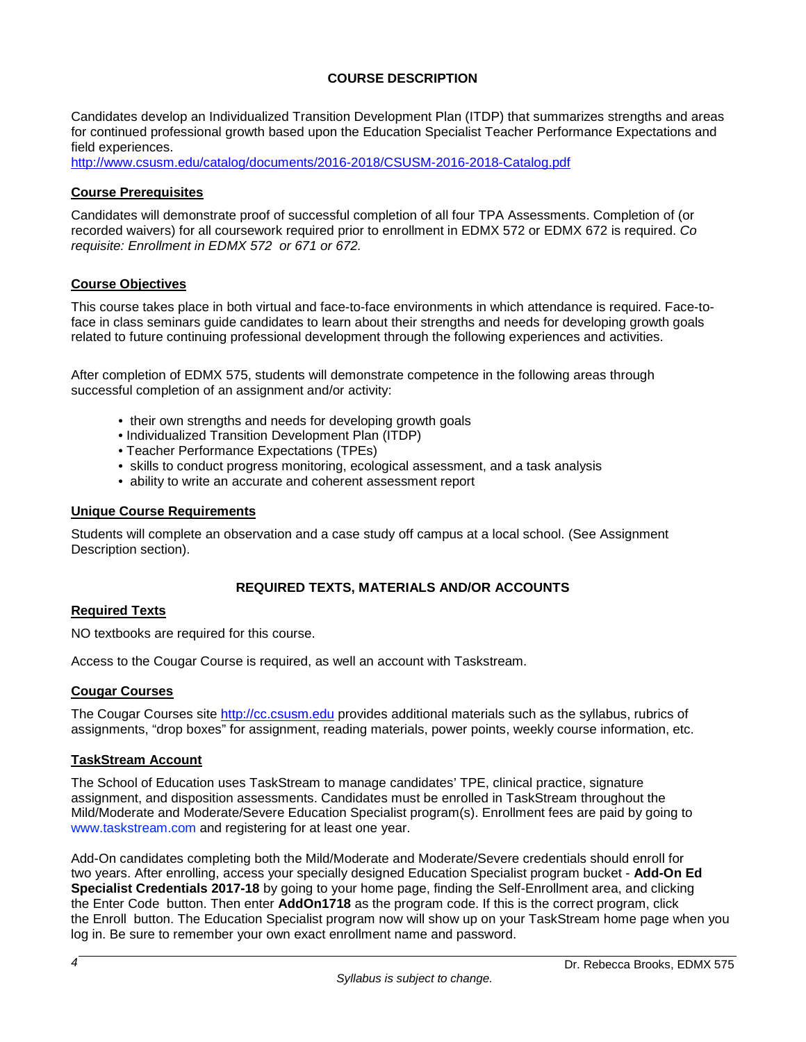## COURSE DESCRIPTION

Candidates develop an Individualized Transition Development Plan (ITDP) that summarizes strengths and areas for continued professional growth based upon the Education Specialist Teacher Performance Expectations and field experiences.
http://www.csusm.edu/catalog/documents/2016-2018/CSUSM-2016-2018-Catalog.pdf

### Course Prerequisites

Candidates will demonstrate proof of successful completion of all four TPA Assessments. Completion of (or recorded waivers) for all coursework required prior to enrollment in EDMX 572 or EDMX 672 is required. *Co requisite: Enrollment in EDMX 572 or 671 or 672.*

### Course Objectives

This course takes place in both virtual and face-to-face environments in which attendance is required. Face-to-face in class seminars guide candidates to learn about their strengths and needs for developing growth goals related to future continuing professional development through the following experiences and activities.

After completion of EDMX 575, students will demonstrate competence in the following areas through successful completion of an assignment and/or activity:

- their own strengths and needs for developing growth goals
- Individualized Transition Development Plan (ITDP)
- Teacher Performance Expectations (TPEs)
- skills to conduct progress monitoring, ecological assessment, and a task analysis
- ability to write an accurate and coherent assessment report

### Unique Course Requirements

Students will complete an observation and a case study off campus at a local school. (See Assignment Description section).

## REQUIRED TEXTS, MATERIALS AND/OR ACCOUNTS

### Required Texts

NO textbooks are required for this course.

Access to the Cougar Course is required, as well an account with Taskstream.

### Cougar Courses

The Cougar Courses site http://cc.csusm.edu provides additional materials such as the syllabus, rubrics of assignments, "drop boxes" for assignment, reading materials, power points, weekly course information, etc.

### TaskStream Account

The School of Education uses TaskStream to manage candidates' TPE, clinical practice, signature assignment, and disposition assessments. Candidates must be enrolled in TaskStream throughout the Mild/Moderate and Moderate/Severe Education Specialist program(s). Enrollment fees are paid by going to www.taskstream.com and registering for at least one year.

Add-On candidates completing both the Mild/Moderate and Moderate/Severe credentials should enroll for two years. After enrolling, access your specially designed Education Specialist program bucket - **Add-On Ed Specialist Credentials 2017-18** by going to your home page, finding the Self-Enrollment area, and clicking the Enter Code button. Then enter **AddOn1718** as the program code. If this is the correct program, click the Enroll button. The Education Specialist program now will show up on your TaskStream home page when you log in. Be sure to remember your own exact enrollment name and password.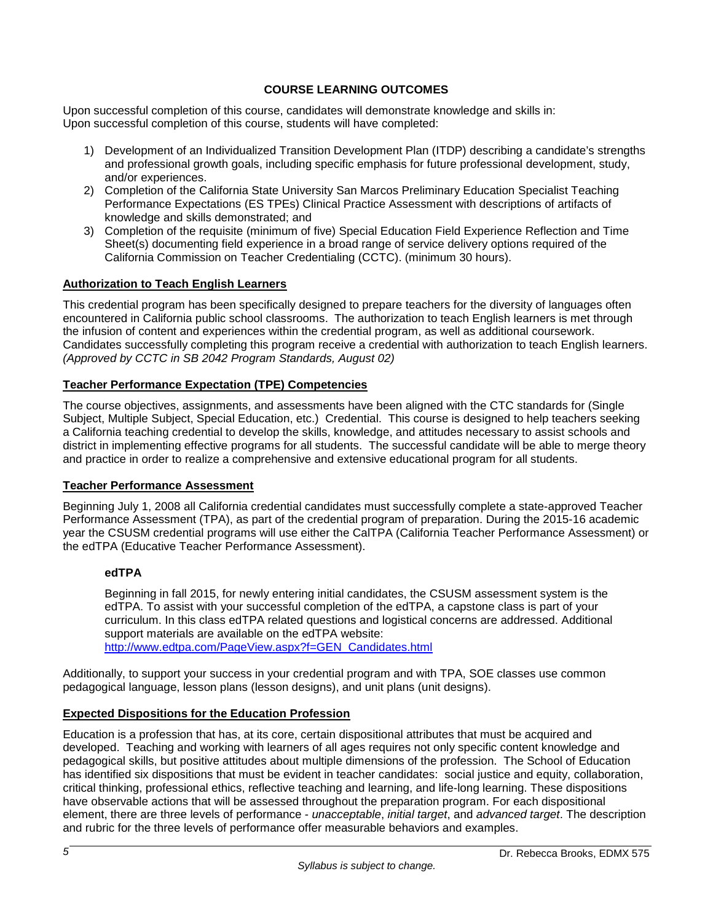## COURSE LEARNING OUTCOMES

Upon successful completion of this course, candidates will demonstrate knowledge and skills in:
Upon successful completion of this course, students will have completed:

1) Development of an Individualized Transition Development Plan (ITDP) describing a candidate's strengths and professional growth goals, including specific emphasis for future professional development, study, and/or experiences.
2) Completion of the California State University San Marcos Preliminary Education Specialist Teaching Performance Expectations (ES TPEs) Clinical Practice Assessment with descriptions of artifacts of knowledge and skills demonstrated; and
3) Completion of the requisite (minimum of five) Special Education Field Experience Reflection and Time Sheet(s) documenting field experience in a broad range of service delivery options required of the California Commission on Teacher Credentialing (CCTC). (minimum 30 hours).

### Authorization to Teach English Learners

This credential program has been specifically designed to prepare teachers for the diversity of languages often encountered in California public school classrooms. The authorization to teach English learners is met through the infusion of content and experiences within the credential program, as well as additional coursework. Candidates successfully completing this program receive a credential with authorization to teach English learners. *(Approved by CCTC in SB 2042 Program Standards, August 02)*

### Teacher Performance Expectation (TPE) Competencies

The course objectives, assignments, and assessments have been aligned with the CTC standards for (Single Subject, Multiple Subject, Special Education, etc.) Credential. This course is designed to help teachers seeking a California teaching credential to develop the skills, knowledge, and attitudes necessary to assist schools and district in implementing effective programs for all students. The successful candidate will be able to merge theory and practice in order to realize a comprehensive and extensive educational program for all students.

### Teacher Performance Assessment

Beginning July 1, 2008 all California credential candidates must successfully complete a state-approved Teacher Performance Assessment (TPA), as part of the credential program of preparation. During the 2015-16 academic year the CSUSM credential programs will use either the CalTPA (California Teacher Performance Assessment) or the edTPA (Educative Teacher Performance Assessment).

#### edTPA

Beginning in fall 2015, for newly entering initial candidates, the CSUSM assessment system is the edTPA. To assist with your successful completion of the edTPA, a capstone class is part of your curriculum. In this class edTPA related questions and logistical concerns are addressed. Additional support materials are available on the edTPA website:
http://www.edtpa.com/PageView.aspx?f=GEN_Candidates.html

Additionally, to support your success in your credential program and with TPA, SOE classes use common pedagogical language, lesson plans (lesson designs), and unit plans (unit designs).

### Expected Dispositions for the Education Profession

Education is a profession that has, at its core, certain dispositional attributes that must be acquired and developed. Teaching and working with learners of all ages requires not only specific content knowledge and pedagogical skills, but positive attitudes about multiple dimensions of the profession. The School of Education has identified six dispositions that must be evident in teacher candidates: social justice and equity, collaboration, critical thinking, professional ethics, reflective teaching and learning, and life-long learning. These dispositions have observable actions that will be assessed throughout the preparation program. For each dispositional element, there are three levels of performance - *unacceptable*, *initial target*, and *advanced target*. The description and rubric for the three levels of performance offer measurable behaviors and examples.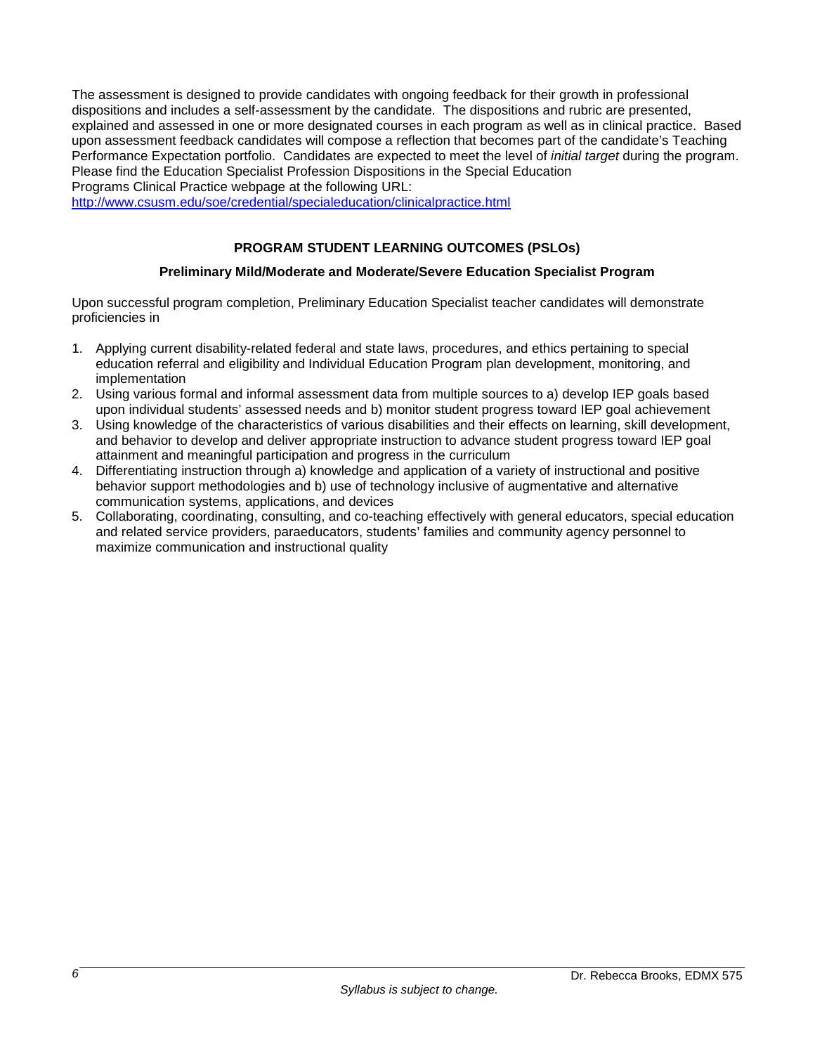The assessment is designed to provide candidates with ongoing feedback for their growth in professional dispositions and includes a self-assessment by the candidate. The dispositions and rubric are presented, explained and assessed in one or more designated courses in each program as well as in clinical practice. Based upon assessment feedback candidates will compose a reflection that becomes part of the candidate's Teaching Performance Expectation portfolio. Candidates are expected to meet the level of *initial target* during the program. Please find the Education Specialist Profession Dispositions in the Special Education Programs Clinical Practice webpage at the following URL: [http://www.csusm.edu/soe/credential/specialeducation/clinicalpractice.html](http://www.csusm.edu/soe/credential/specialeducation/clinicalpractice.html)

## PROGRAM STUDENT LEARNING OUTCOMES (PSLOs)

### Preliminary Mild/Moderate and Moderate/Severe Education Specialist Program

Upon successful program completion, Preliminary Education Specialist teacher candidates will demonstrate proficiencies in

1. Applying current disability-related federal and state laws, procedures, and ethics pertaining to special education referral and eligibility and Individual Education Program plan development, monitoring, and implementation
2. Using various formal and informal assessment data from multiple sources to a) develop IEP goals based upon individual students' assessed needs and b) monitor student progress toward IEP goal achievement
3. Using knowledge of the characteristics of various disabilities and their effects on learning, skill development, and behavior to develop and deliver appropriate instruction to advance student progress toward IEP goal attainment and meaningful participation and progress in the curriculum
4. Differentiating instruction through a) knowledge and application of a variety of instructional and positive behavior support methodologies and b) use of technology inclusive of augmentative and alternative communication systems, applications, and devices
5. Collaborating, coordinating, consulting, and co-teaching effectively with general educators, special education and related service providers, paraeducators, students' families and community agency personnel to maximize communication and instructional quality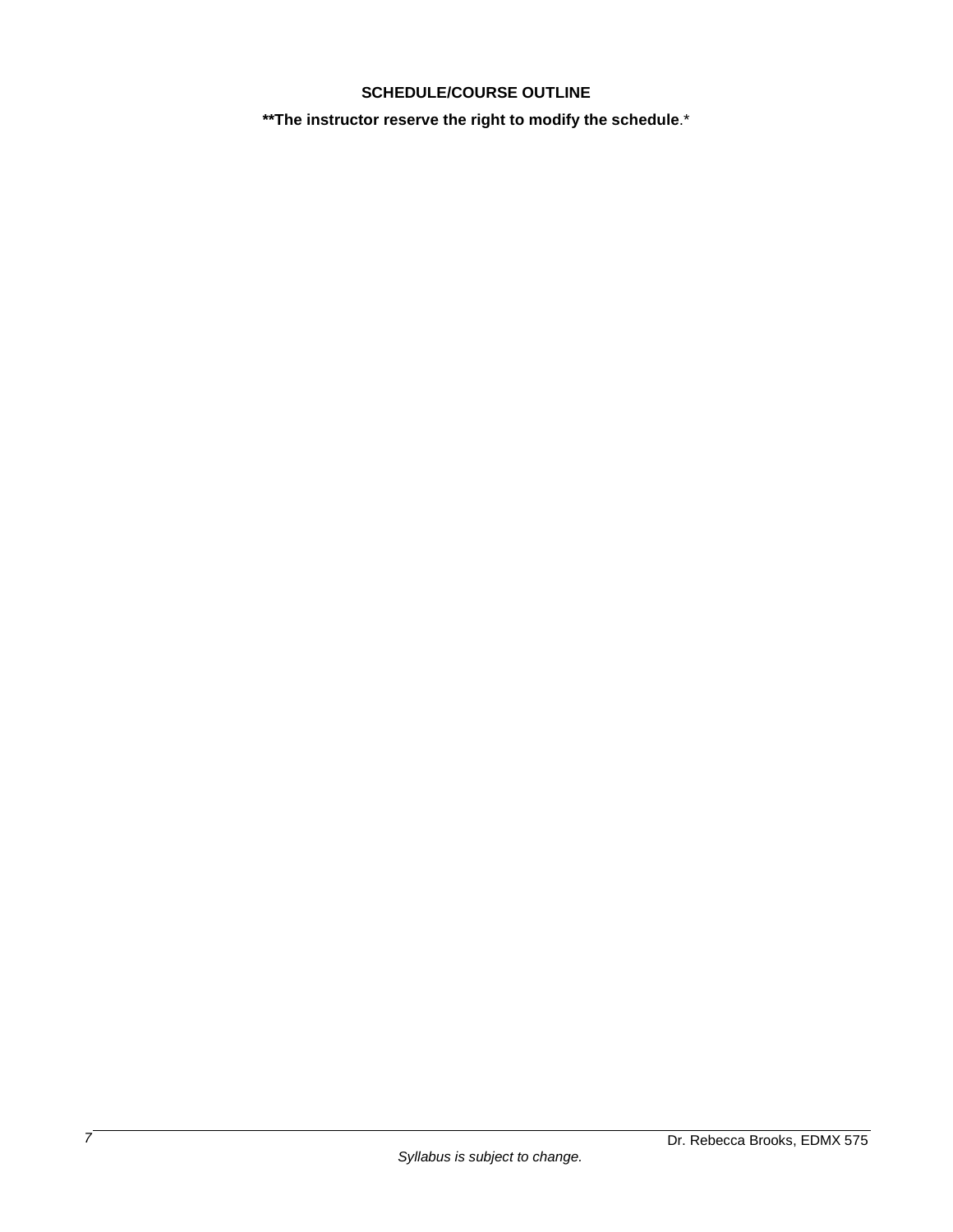**SCHEDULE/COURSE OUTLINE**

****The instructor reserve the right to modify the schedule**.*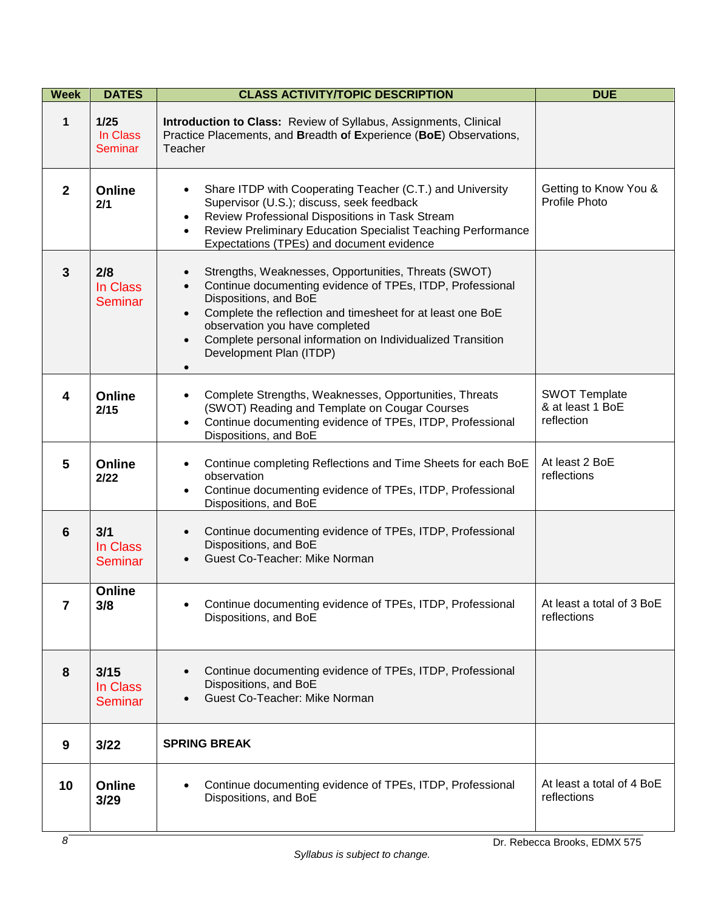| Week | DATES | CLASS ACTIVITY/TOPIC DESCRIPTION | DUE |
|---|---|---|---|
| 1 | 1/25 In Class Seminar | **Introduction to Class:** Review of Syllabus, Assignments, Clinical Practice Placements, and **B**readth **of E**xperience (**BoE**) Observations, Teacher | |
| 2 | **Online** 2/1 | • Share ITDP with Cooperating Teacher (C.T.) and University Supervisor (U.S.); discuss, seek feedback<br>• Review Professional Dispositions in Task Stream<br>• Review Preliminary Education Specialist Teaching Performance Expectations (TPEs) and document evidence | Getting to Know You & Profile Photo |
| 3 | 2/8 In Class Seminar | • Strengths, Weaknesses, Opportunities, Threats (SWOT)<br>• Continue documenting evidence of TPEs, ITDP, Professional Dispositions, and BoE<br>• Complete the reflection and timesheet for at least one BoE observation you have completed<br>• Complete personal information on Individualized Transition Development Plan (ITDP)<br>• | |
| 4 | **Online** 2/15 | • Complete Strengths, Weaknesses, Opportunities, Threats (SWOT) Reading and Template on Cougar Courses<br>• Continue documenting evidence of TPEs, ITDP, Professional Dispositions, and BoE | SWOT Template & at least 1 BoE reflection |
| 5 | **Online** 2/22 | • Continue completing Reflections and Time Sheets for each BoE observation<br>• Continue documenting evidence of TPEs, ITDP, Professional Dispositions, and BoE | At least 2 BoE reflections |
| 6 | 3/1 In Class Seminar | • Continue documenting evidence of TPEs, ITDP, Professional Dispositions, and BoE<br>• Guest Co-Teacher: Mike Norman | |
| 7 | **Online** 3/8 | • Continue documenting evidence of TPEs, ITDP, Professional Dispositions, and BoE | At least a total of 3 BoE reflections |
| 8 | 3/15 In Class Seminar | • Continue documenting evidence of TPEs, ITDP, Professional Dispositions, and BoE<br>• Guest Co-Teacher: Mike Norman | |
| 9 | 3/22 | **SPRING BREAK** | |
| 10 | **Online** 3/29 | • Continue documenting evidence of TPEs, ITDP, Professional Dispositions, and BoE | At least a total of 4 BoE reflections |

*Syllabus is subject to change.*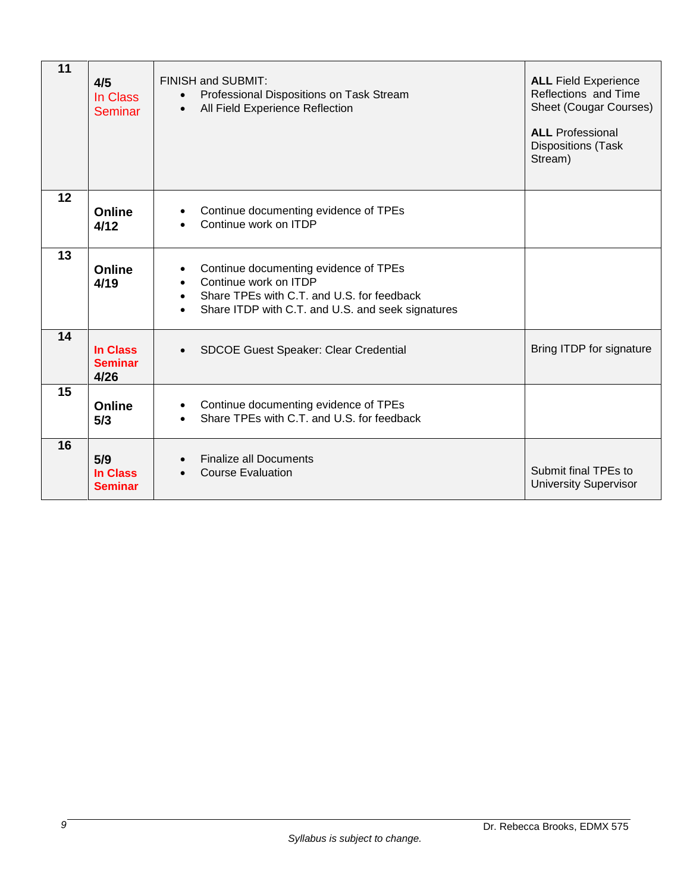| 11 | 4/5<br>In Class Seminar | FINISH and SUBMIT:<br>• Professional Dispositions on Task Stream<br>• All Field Experience Reflection | **ALL** Field Experience Reflections and Time Sheet (Cougar Courses)<br><br>**ALL** Professional Dispositions (Task Stream) |
|---|---|---|---|
| 12 | **Online 4/12** | • Continue documenting evidence of TPEs<br>• Continue work on ITDP | |
| 13 | **Online 4/19** | • Continue documenting evidence of TPEs<br>• Continue work on ITDP<br>• Share TPEs with C.T. and U.S. for feedback<br>• Share ITDP with C.T. and U.S. and seek signatures | |
| 14 | **In Class Seminar 4/26** | • SDCOE Guest Speaker: Clear Credential | Bring ITDP for signature |
| 15 | **Online 5/3** | • Continue documenting evidence of TPEs<br>• Share TPEs with C.T. and U.S. for feedback | |
| 16 | **5/9 In Class Seminar** | • Finalize all Documents<br>• Course Evaluation | Submit final TPEs to University Supervisor |

*Syllabus is subject to change.*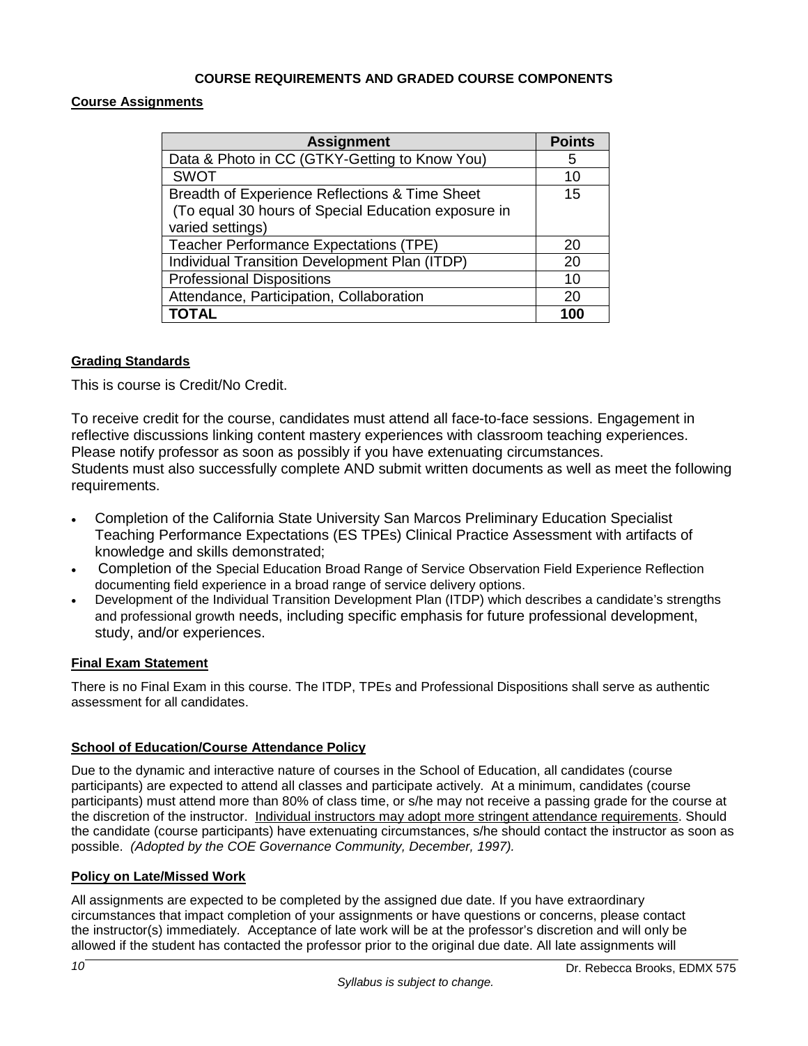## COURSE REQUIREMENTS AND GRADED COURSE COMPONENTS

### Course Assignments

| Assignment | Points |
|---|---|
| Data & Photo in CC (GTKY-Getting to Know You) | 5 |
| SWOT | 10 |
| Breadth of Experience Reflections & Time Sheet (To equal 30 hours of Special Education exposure in varied settings) | 15 |
| Teacher Performance Expectations (TPE) | 20 |
| Individual Transition Development Plan (ITDP) | 20 |
| Professional Dispositions | 10 |
| Attendance, Participation, Collaboration | 20 |
| **TOTAL** | **100** |

### Grading Standards

This is course is Credit/No Credit.

To receive credit for the course, candidates must attend all face-to-face sessions. Engagement in reflective discussions linking content mastery experiences with classroom teaching experiences. Please notify professor as soon as possibly if you have extenuating circumstances.
Students must also successfully complete AND submit written documents as well as meet the following requirements.

- Completion of the California State University San Marcos Preliminary Education Specialist Teaching Performance Expectations (ES TPEs) Clinical Practice Assessment with artifacts of knowledge and skills demonstrated;
- Completion of the Special Education Broad Range of Service Observation Field Experience Reflection documenting field experience in a broad range of service delivery options.
- Development of the Individual Transition Development Plan (ITDP) which describes a candidate's strengths and professional growth needs, including specific emphasis for future professional development, study, and/or experiences.

### Final Exam Statement

There is no Final Exam in this course. The ITDP, TPEs and Professional Dispositions shall serve as authentic assessment for all candidates.

### School of Education/Course Attendance Policy

Due to the dynamic and interactive nature of courses in the School of Education, all candidates (course participants) are expected to attend all classes and participate actively. At a minimum, candidates (course participants) must attend more than 80% of class time, or s/he may not receive a passing grade for the course at the discretion of the instructor. Individual instructors may adopt more stringent attendance requirements. Should the candidate (course participants) have extenuating circumstances, s/he should contact the instructor as soon as possible. *(Adopted by the COE Governance Community, December, 1997).*

### Policy on Late/Missed Work

All assignments are expected to be completed by the assigned due date. If you have extraordinary circumstances that impact completion of your assignments or have questions or concerns, please contact the instructor(s) immediately. Acceptance of late work will be at the professor's discretion and will only be allowed if the student has contacted the professor prior to the original due date. All late assignments will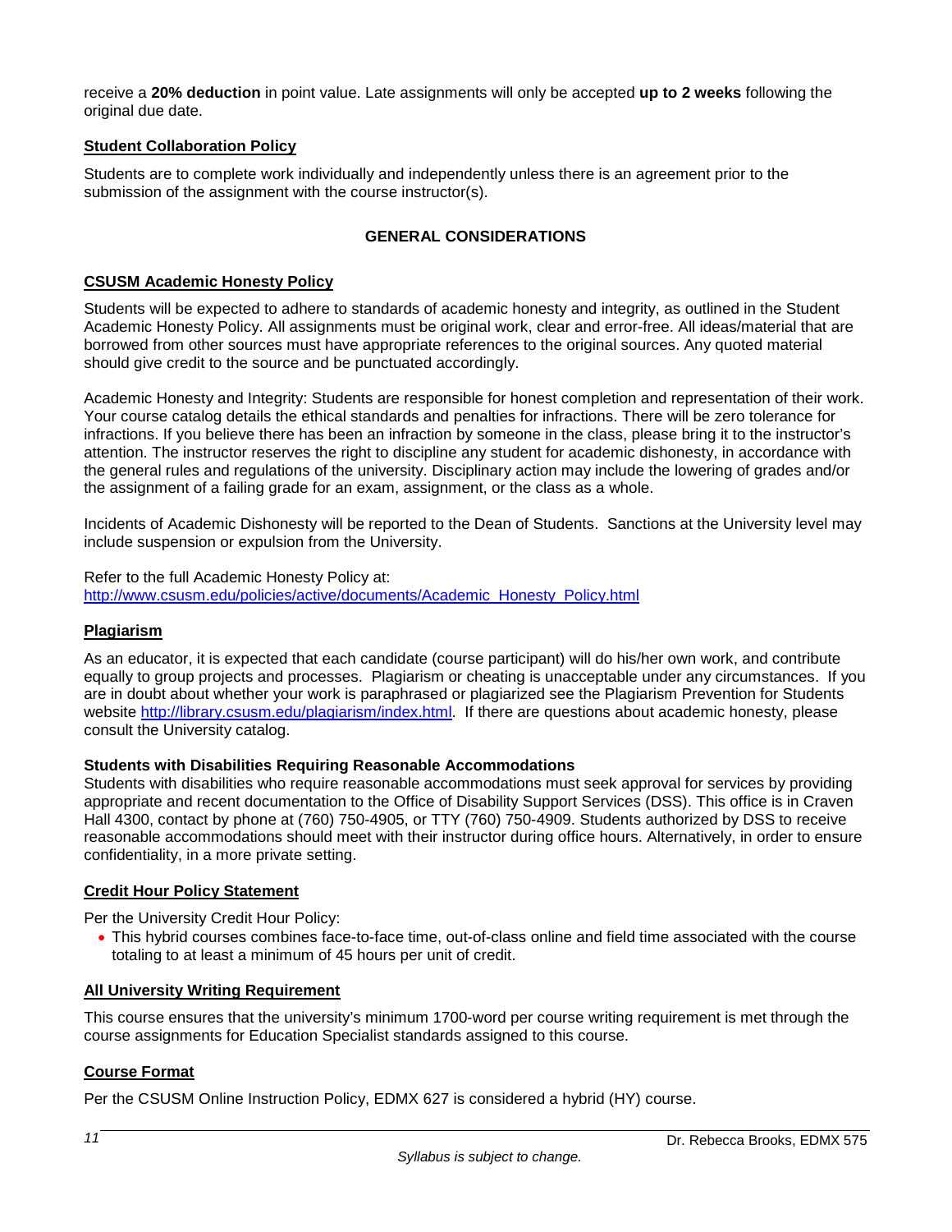receive a **20% deduction** in point value. Late assignments will only be accepted **up to 2 weeks** following the original due date.

### Student Collaboration Policy

Students are to complete work individually and independently unless there is an agreement prior to the submission of the assignment with the course instructor(s).

## GENERAL CONSIDERATIONS

### CSUSM Academic Honesty Policy

Students will be expected to adhere to standards of academic honesty and integrity, as outlined in the Student Academic Honesty Policy. All assignments must be original work, clear and error-free. All ideas/material that are borrowed from other sources must have appropriate references to the original sources. Any quoted material should give credit to the source and be punctuated accordingly.

Academic Honesty and Integrity: Students are responsible for honest completion and representation of their work. Your course catalog details the ethical standards and penalties for infractions. There will be zero tolerance for infractions. If you believe there has been an infraction by someone in the class, please bring it to the instructor's attention. The instructor reserves the right to discipline any student for academic dishonesty, in accordance with the general rules and regulations of the university. Disciplinary action may include the lowering of grades and/or the assignment of a failing grade for an exam, assignment, or the class as a whole.

Incidents of Academic Dishonesty will be reported to the Dean of Students. Sanctions at the University level may include suspension or expulsion from the University.

Refer to the full Academic Honesty Policy at:
http://www.csusm.edu/policies/active/documents/Academic_Honesty_Policy.html

### Plagiarism

As an educator, it is expected that each candidate (course participant) will do his/her own work, and contribute equally to group projects and processes. Plagiarism or cheating is unacceptable under any circumstances. If you are in doubt about whether your work is paraphrased or plagiarized see the Plagiarism Prevention for Students website http://library.csusm.edu/plagiarism/index.html. If there are questions about academic honesty, please consult the University catalog.

**Students with Disabilities Requiring Reasonable Accommodations**
Students with disabilities who require reasonable accommodations must seek approval for services by providing appropriate and recent documentation to the Office of Disability Support Services (DSS). This office is in Craven Hall 4300, contact by phone at (760) 750-4905, or TTY (760) 750-4909. Students authorized by DSS to receive reasonable accommodations should meet with their instructor during office hours. Alternatively, in order to ensure confidentiality, in a more private setting.

### Credit Hour Policy Statement

Per the University Credit Hour Policy:

- This hybrid courses combines face-to-face time, out-of-class online and field time associated with the course totaling to at least a minimum of 45 hours per unit of credit.

### All University Writing Requirement

This course ensures that the university's minimum 1700-word per course writing requirement is met through the course assignments for Education Specialist standards assigned to this course.

### Course Format

Per the CSUSM Online Instruction Policy, EDMX 627 is considered a hybrid (HY) course.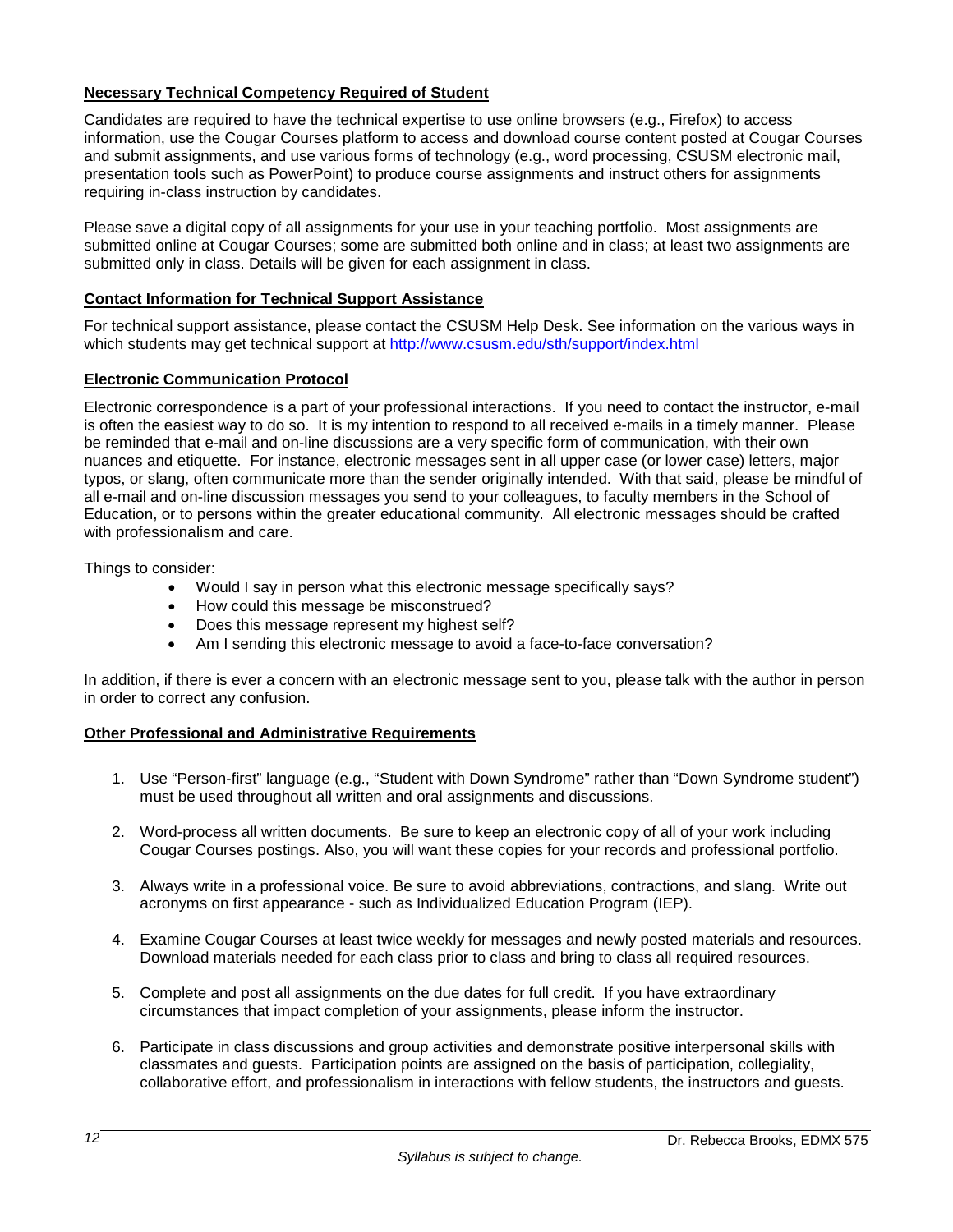**Necessary Technical Competency Required of Student**

Candidates are required to have the technical expertise to use online browsers (e.g., Firefox) to access information, use the Cougar Courses platform to access and download course content posted at Cougar Courses and submit assignments, and use various forms of technology (e.g., word processing, CSUSM electronic mail, presentation tools such as PowerPoint) to produce course assignments and instruct others for assignments requiring in-class instruction by candidates.

Please save a digital copy of all assignments for your use in your teaching portfolio. Most assignments are submitted online at Cougar Courses; some are submitted both online and in class; at least two assignments are submitted only in class. Details will be given for each assignment in class.

**Contact Information for Technical Support Assistance**

For technical support assistance, please contact the CSUSM Help Desk. See information on the various ways in which students may get technical support at http://www.csusm.edu/sth/support/index.html

**Electronic Communication Protocol**

Electronic correspondence is a part of your professional interactions. If you need to contact the instructor, e-mail is often the easiest way to do so. It is my intention to respond to all received e-mails in a timely manner. Please be reminded that e-mail and on-line discussions are a very specific form of communication, with their own nuances and etiquette. For instance, electronic messages sent in all upper case (or lower case) letters, major typos, or slang, often communicate more than the sender originally intended. With that said, please be mindful of all e-mail and on-line discussion messages you send to your colleagues, to faculty members in the School of Education, or to persons within the greater educational community. All electronic messages should be crafted with professionalism and care.

Things to consider:

- Would I say in person what this electronic message specifically says?
- How could this message be misconstrued?
- Does this message represent my highest self?
- Am I sending this electronic message to avoid a face-to-face conversation?

In addition, if there is ever a concern with an electronic message sent to you, please talk with the author in person in order to correct any confusion.

**Other Professional and Administrative Requirements**

1. Use "Person-first" language (e.g., "Student with Down Syndrome" rather than "Down Syndrome student") must be used throughout all written and oral assignments and discussions.

2. Word-process all written documents. Be sure to keep an electronic copy of all of your work including Cougar Courses postings. Also, you will want these copies for your records and professional portfolio.

3. Always write in a professional voice. Be sure to avoid abbreviations, contractions, and slang. Write out acronyms on first appearance - such as Individualized Education Program (IEP).

4. Examine Cougar Courses at least twice weekly for messages and newly posted materials and resources. Download materials needed for each class prior to class and bring to class all required resources.

5. Complete and post all assignments on the due dates for full credit. If you have extraordinary circumstances that impact completion of your assignments, please inform the instructor.

6. Participate in class discussions and group activities and demonstrate positive interpersonal skills with classmates and guests. Participation points are assigned on the basis of participation, collegiality, collaborative effort, and professionalism in interactions with fellow students, the instructors and guests.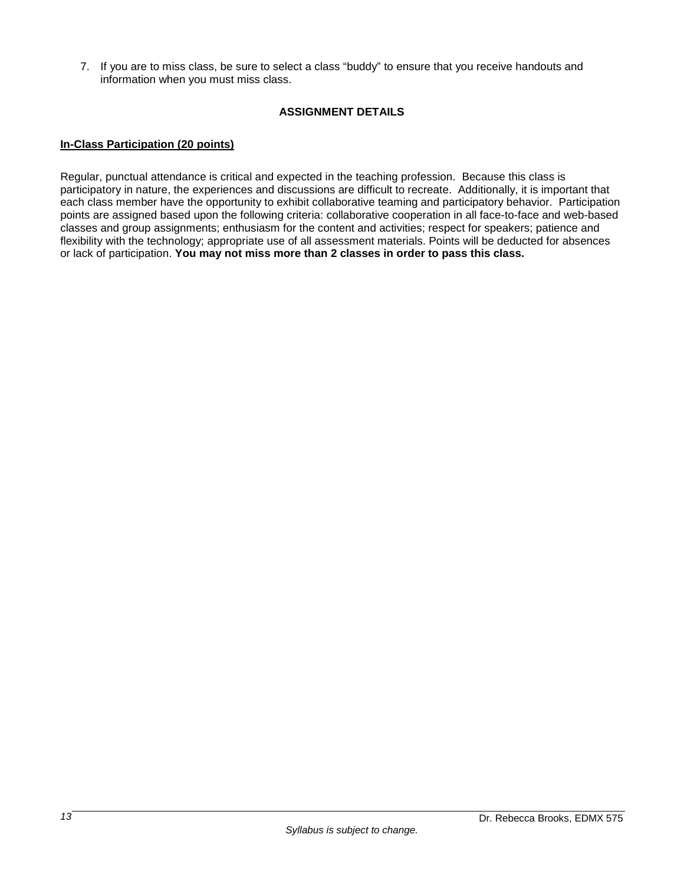7. If you are to miss class, be sure to select a class "buddy" to ensure that you receive handouts and information when you must miss class.

## ASSIGNMENT DETAILS

### In-Class Participation (20 points)

Regular, punctual attendance is critical and expected in the teaching profession. Because this class is participatory in nature, the experiences and discussions are difficult to recreate. Additionally, it is important that each class member have the opportunity to exhibit collaborative teaming and participatory behavior. Participation points are assigned based upon the following criteria: collaborative cooperation in all face-to-face and web-based classes and group assignments; enthusiasm for the content and activities; respect for speakers; patience and flexibility with the technology; appropriate use of all assessment materials. Points will be deducted for absences or lack of participation. **You may not miss more than 2 classes in order to pass this class.**